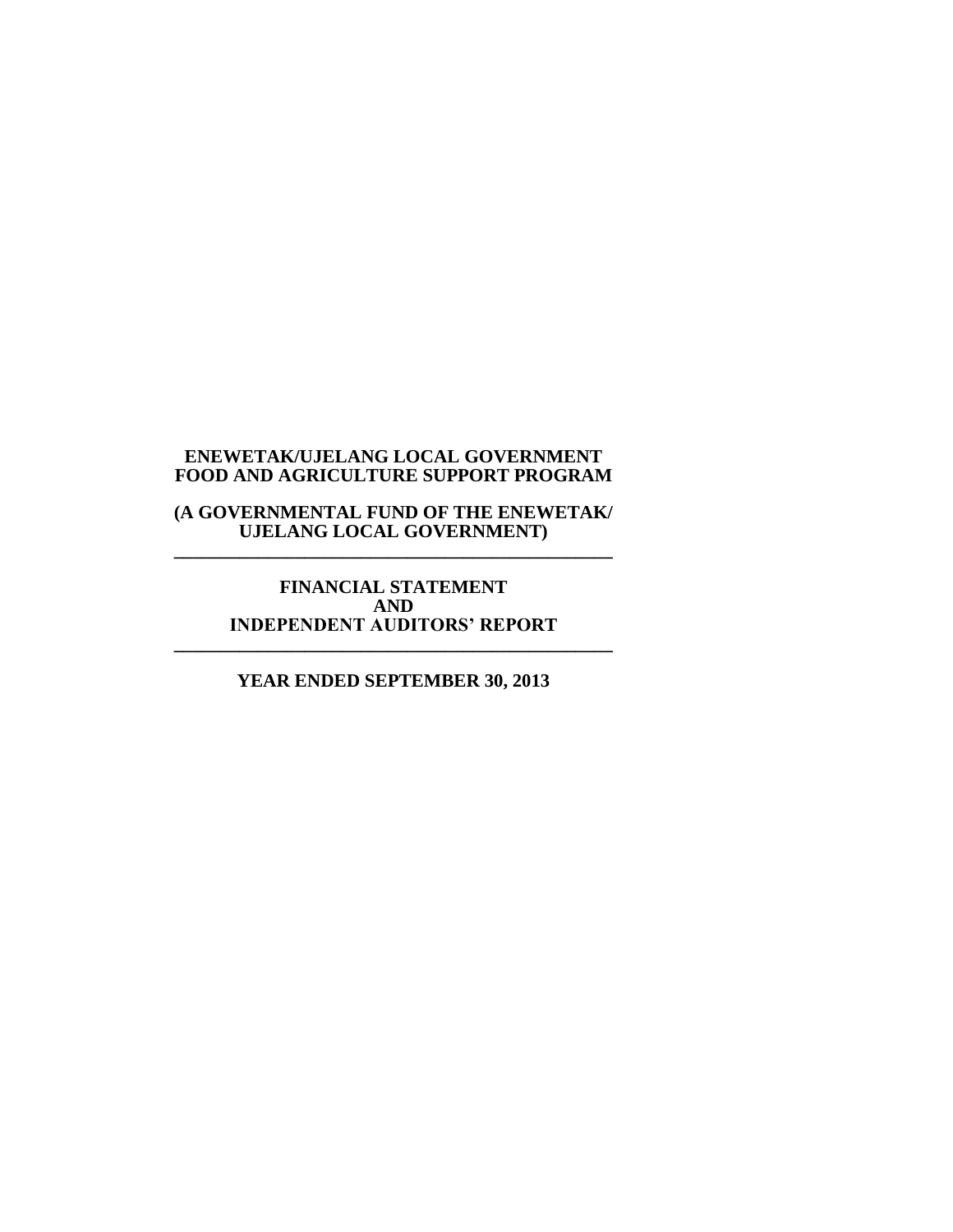**ENEWETAK/UJELANG LOCAL GOVERNMENT**
**FOOD AND AGRICULTURE SUPPORT PROGRAM**

**(A GOVERNMENTAL FUND OF THE ENEWETAK/**
**UJELANG LOCAL GOVERNMENT)**

---

**FINANCIAL STATEMENT**
**AND**
**INDEPENDENT AUDITORS' REPORT**

---

**YEAR ENDED SEPTEMBER 30, 2013**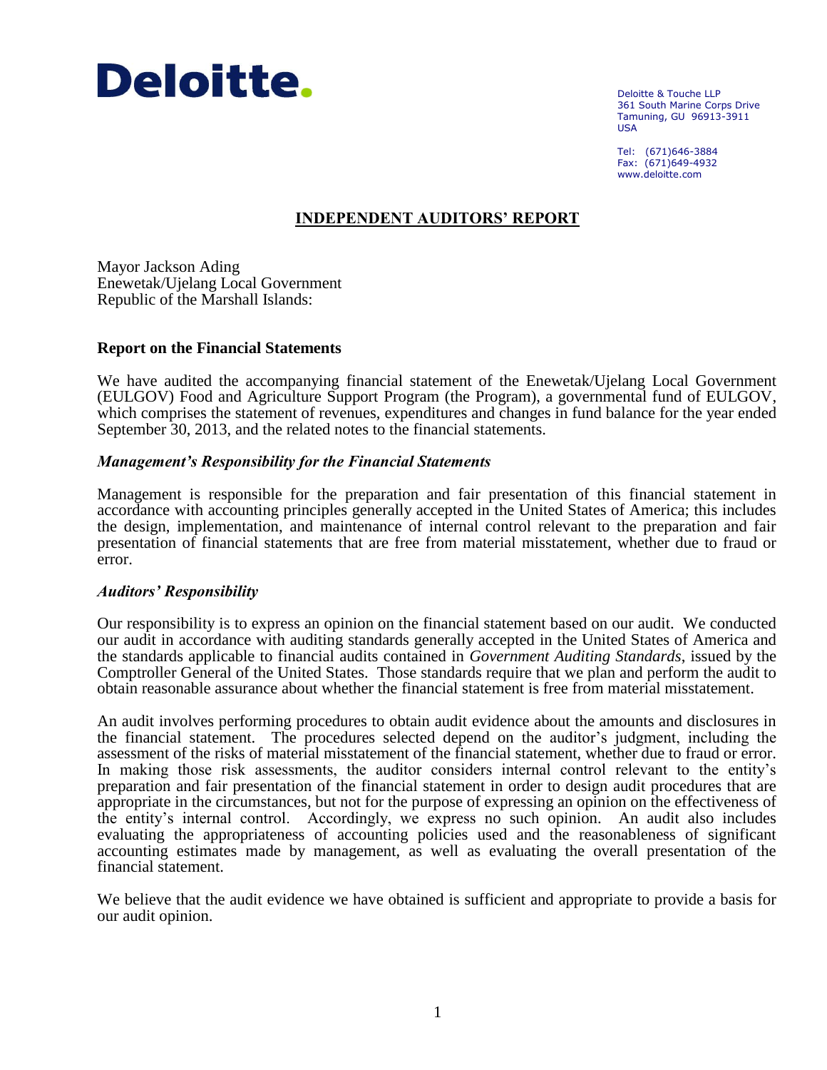Deloitte.

Deloitte & Touche LLP
361 South Marine Corps Drive
Tamuning, GU 96913-3911
USA

Tel: (671)646-3884
Fax: (671)649-4932
www.deloitte.com

## INDEPENDENT AUDITORS' REPORT

Mayor Jackson Ading
Enewetak/Ujelang Local Government
Republic of the Marshall Islands:

### Report on the Financial Statements

We have audited the accompanying financial statement of the Enewetak/Ujelang Local Government (EULGOV) Food and Agriculture Support Program (the Program), a governmental fund of EULGOV, which comprises the statement of revenues, expenditures and changes in fund balance for the year ended September 30, 2013, and the related notes to the financial statements.

#### *Management's Responsibility for the Financial Statements*

Management is responsible for the preparation and fair presentation of this financial statement in accordance with accounting principles generally accepted in the United States of America; this includes the design, implementation, and maintenance of internal control relevant to the preparation and fair presentation of financial statements that are free from material misstatement, whether due to fraud or error.

#### *Auditors' Responsibility*

Our responsibility is to express an opinion on the financial statement based on our audit. We conducted our audit in accordance with auditing standards generally accepted in the United States of America and the standards applicable to financial audits contained in *Government Auditing Standards*, issued by the Comptroller General of the United States. Those standards require that we plan and perform the audit to obtain reasonable assurance about whether the financial statement is free from material misstatement.

An audit involves performing procedures to obtain audit evidence about the amounts and disclosures in the financial statement. The procedures selected depend on the auditor's judgment, including the assessment of the risks of material misstatement of the financial statement, whether due to fraud or error. In making those risk assessments, the auditor considers internal control relevant to the entity's preparation and fair presentation of the financial statement in order to design audit procedures that are appropriate in the circumstances, but not for the purpose of expressing an opinion on the effectiveness of the entity's internal control. Accordingly, we express no such opinion. An audit also includes evaluating the appropriateness of accounting policies used and the reasonableness of significant accounting estimates made by management, as well as evaluating the overall presentation of the financial statement.

We believe that the audit evidence we have obtained is sufficient and appropriate to provide a basis for our audit opinion.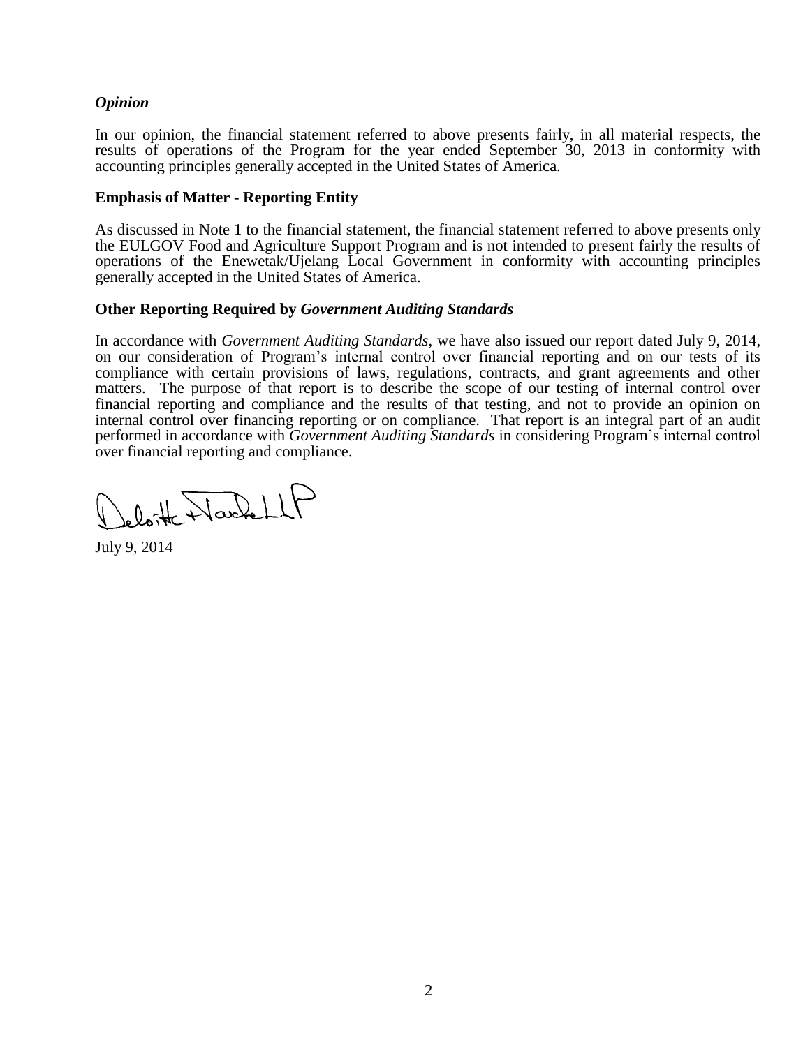### *Opinion*

In our opinion, the financial statement referred to above presents fairly, in all material respects, the results of operations of the Program for the year ended September 30, 2013 in conformity with accounting principles generally accepted in the United States of America.

### Emphasis of Matter - Reporting Entity

As discussed in Note 1 to the financial statement, the financial statement referred to above presents only the EULGOV Food and Agriculture Support Program and is not intended to present fairly the results of operations of the Enewetak/Ujelang Local Government in conformity with accounting principles generally accepted in the United States of America.

### Other Reporting Required by *Government Auditing Standards*

In accordance with *Government Auditing Standards*, we have also issued our report dated July 9, 2014, on our consideration of Program's internal control over financial reporting and on our tests of its compliance with certain provisions of laws, regulations, contracts, and grant agreements and other matters. The purpose of that report is to describe the scope of our testing of internal control over financial reporting and compliance and the results of that testing, and not to provide an opinion on internal control over financing reporting or on compliance. That report is an integral part of an audit performed in accordance with *Government Auditing Standards* in considering Program's internal control over financial reporting and compliance.

Deloitte & Touche LLP

July 9, 2014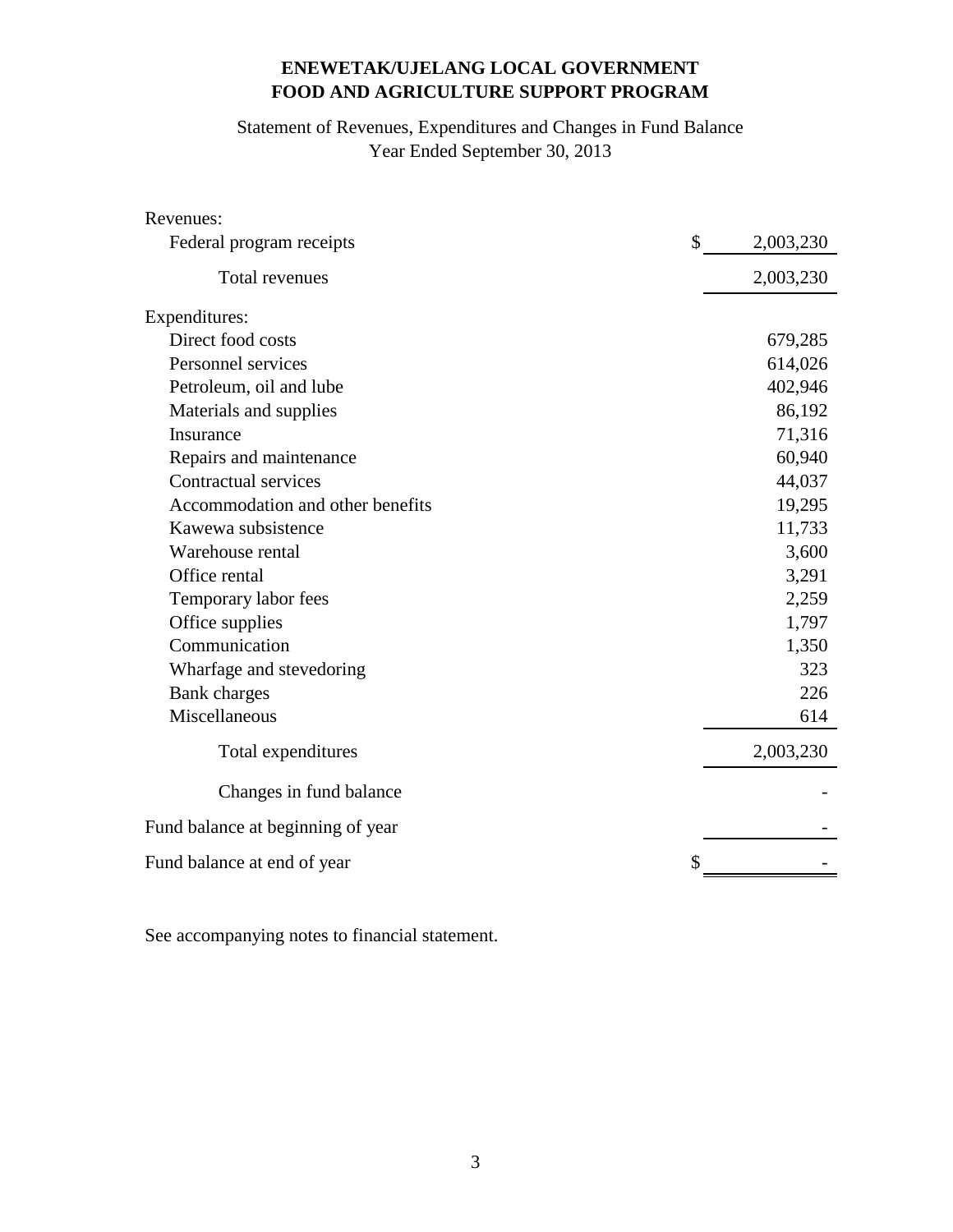# ENEWETAK/UJELANG LOCAL GOVERNMENT
# FOOD AND AGRICULTURE SUPPORT PROGRAM

Statement of Revenues, Expenditures and Changes in Fund Balance
Year Ended September 30, 2013

| | |
|---|---|
| Revenues: | |
| Federal program receipts | $ 2,003,230 |
| Total revenues | 2,003,230 |
| Expenditures: | |
| Direct food costs | 679,285 |
| Personnel services | 614,026 |
| Petroleum, oil and lube | 402,946 |
| Materials and supplies | 86,192 |
| Insurance | 71,316 |
| Repairs and maintenance | 60,940 |
| Contractual services | 44,037 |
| Accommodation and other benefits | 19,295 |
| Kawewa subsistence | 11,733 |
| Warehouse rental | 3,600 |
| Office rental | 3,291 |
| Temporary labor fees | 2,259 |
| Office supplies | 1,797 |
| Communication | 1,350 |
| Wharfage and stevedoring | 323 |
| Bank charges | 226 |
| Miscellaneous | 614 |
| Total expenditures | 2,003,230 |
| Changes in fund balance | - |
| Fund balance at beginning of year | - |
| Fund balance at end of year | $ - |

See accompanying notes to financial statement.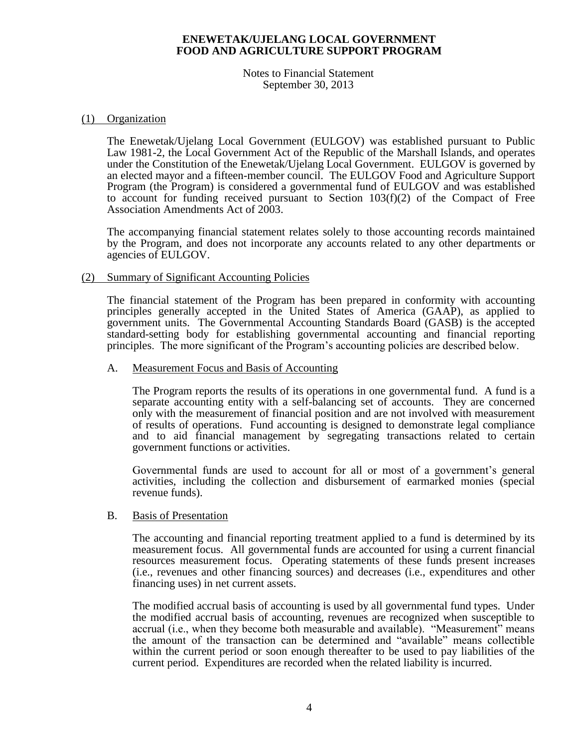**ENEWETAK/UJELANG LOCAL GOVERNMENT**
**FOOD AND AGRICULTURE SUPPORT PROGRAM**

Notes to Financial Statement
September 30, 2013

## (1) Organization

The Enewetak/Ujelang Local Government (EULGOV) was established pursuant to Public Law 1981-2, the Local Government Act of the Republic of the Marshall Islands, and operates under the Constitution of the Enewetak/Ujelang Local Government. EULGOV is governed by an elected mayor and a fifteen-member council. The EULGOV Food and Agriculture Support Program (the Program) is considered a governmental fund of EULGOV and was established to account for funding received pursuant to Section 103(f)(2) of the Compact of Free Association Amendments Act of 2003.

The accompanying financial statement relates solely to those accounting records maintained by the Program, and does not incorporate any accounts related to any other departments or agencies of EULGOV.

## (2) Summary of Significant Accounting Policies

The financial statement of the Program has been prepared in conformity with accounting principles generally accepted in the United States of America (GAAP), as applied to government units. The Governmental Accounting Standards Board (GASB) is the accepted standard-setting body for establishing governmental accounting and financial reporting principles. The more significant of the Program's accounting policies are described below.

### A. Measurement Focus and Basis of Accounting

The Program reports the results of its operations in one governmental fund. A fund is a separate accounting entity with a self-balancing set of accounts. They are concerned only with the measurement of financial position and are not involved with measurement of results of operations. Fund accounting is designed to demonstrate legal compliance and to aid financial management by segregating transactions related to certain government functions or activities.

Governmental funds are used to account for all or most of a government's general activities, including the collection and disbursement of earmarked monies (special revenue funds).

### B. Basis of Presentation

The accounting and financial reporting treatment applied to a fund is determined by its measurement focus. All governmental funds are accounted for using a current financial resources measurement focus. Operating statements of these funds present increases (i.e., revenues and other financing sources) and decreases (i.e., expenditures and other financing uses) in net current assets.

The modified accrual basis of accounting is used by all governmental fund types. Under the modified accrual basis of accounting, revenues are recognized when susceptible to accrual (i.e., when they become both measurable and available). "Measurement" means the amount of the transaction can be determined and "available" means collectible within the current period or soon enough thereafter to be used to pay liabilities of the current period. Expenditures are recorded when the related liability is incurred.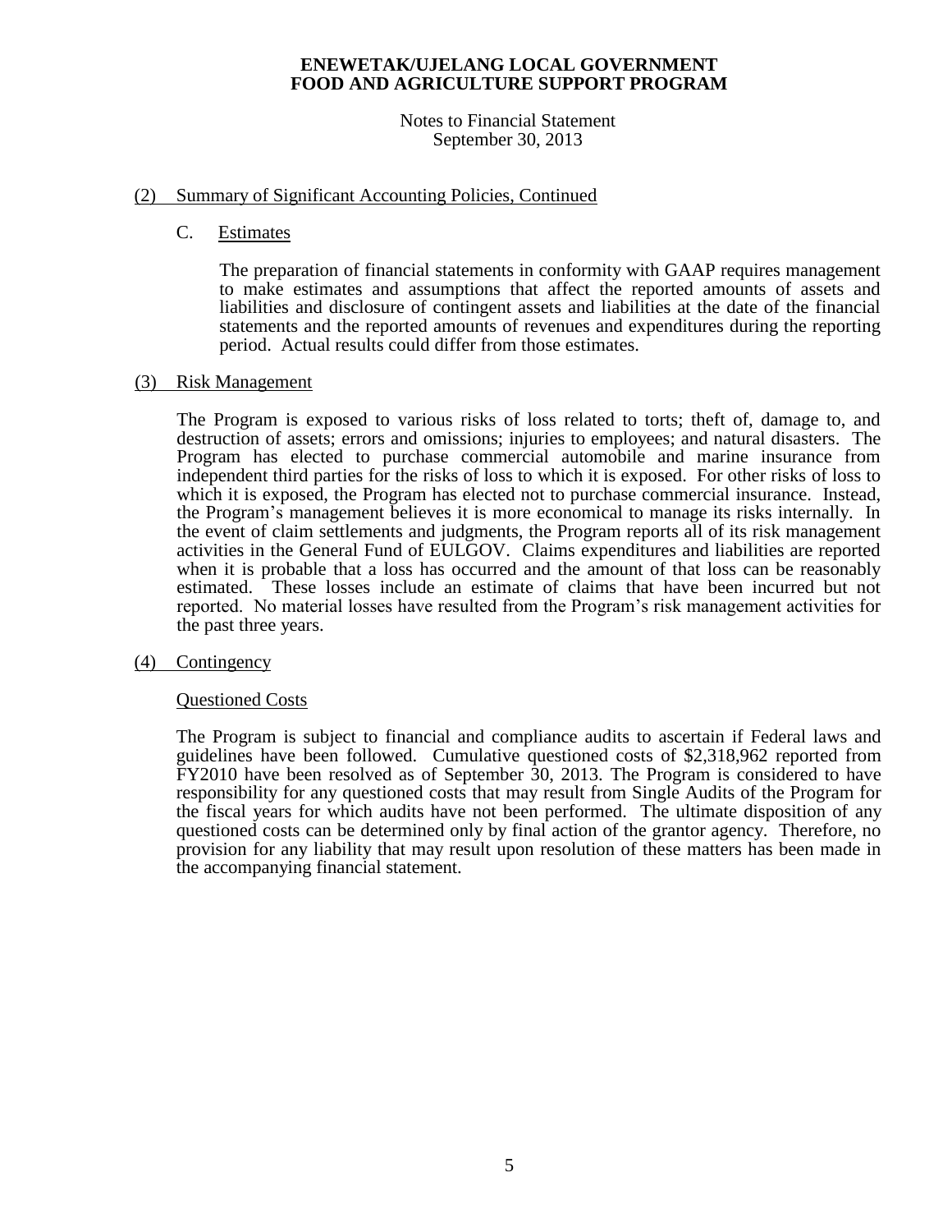# ENEWETAK/UJELANG LOCAL GOVERNMENT
# FOOD AND AGRICULTURE SUPPORT PROGRAM

Notes to Financial Statement
September 30, 2013

## (2) Summary of Significant Accounting Policies, Continued

### C. Estimates

The preparation of financial statements in conformity with GAAP requires management to make estimates and assumptions that affect the reported amounts of assets and liabilities and disclosure of contingent assets and liabilities at the date of the financial statements and the reported amounts of revenues and expenditures during the reporting period. Actual results could differ from those estimates.

## (3) Risk Management

The Program is exposed to various risks of loss related to torts; theft of, damage to, and destruction of assets; errors and omissions; injuries to employees; and natural disasters. The Program has elected to purchase commercial automobile and marine insurance from independent third parties for the risks of loss to which it is exposed. For other risks of loss to which it is exposed, the Program has elected not to purchase commercial insurance. Instead, the Program's management believes it is more economical to manage its risks internally. In the event of claim settlements and judgments, the Program reports all of its risk management activities in the General Fund of EULGOV. Claims expenditures and liabilities are reported when it is probable that a loss has occurred and the amount of that loss can be reasonably estimated. These losses include an estimate of claims that have been incurred but not reported. No material losses have resulted from the Program's risk management activities for the past three years.

## (4) Contingency

### Questioned Costs

The Program is subject to financial and compliance audits to ascertain if Federal laws and guidelines have been followed. Cumulative questioned costs of $2,318,962 reported from FY2010 have been resolved as of September 30, 2013. The Program is considered to have responsibility for any questioned costs that may result from Single Audits of the Program for the fiscal years for which audits have not been performed. The ultimate disposition of any questioned costs can be determined only by final action of the grantor agency. Therefore, no provision for any liability that may result upon resolution of these matters has been made in the accompanying financial statement.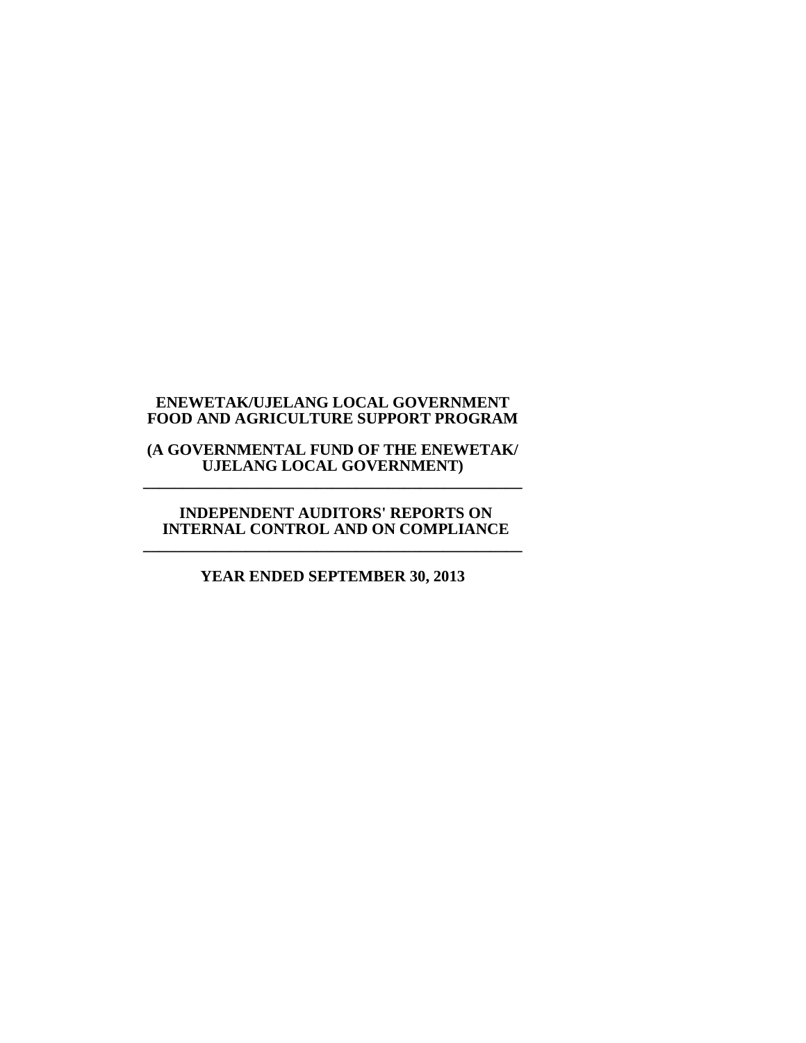**ENEWETAK/UJELANG LOCAL GOVERNMENT**
**FOOD AND AGRICULTURE SUPPORT PROGRAM**

**(A GOVERNMENTAL FUND OF THE ENEWETAK/**
**UJELANG LOCAL GOVERNMENT)**

---

**INDEPENDENT AUDITORS' REPORTS ON**
**INTERNAL CONTROL AND ON COMPLIANCE**

---

**YEAR ENDED SEPTEMBER 30, 2013**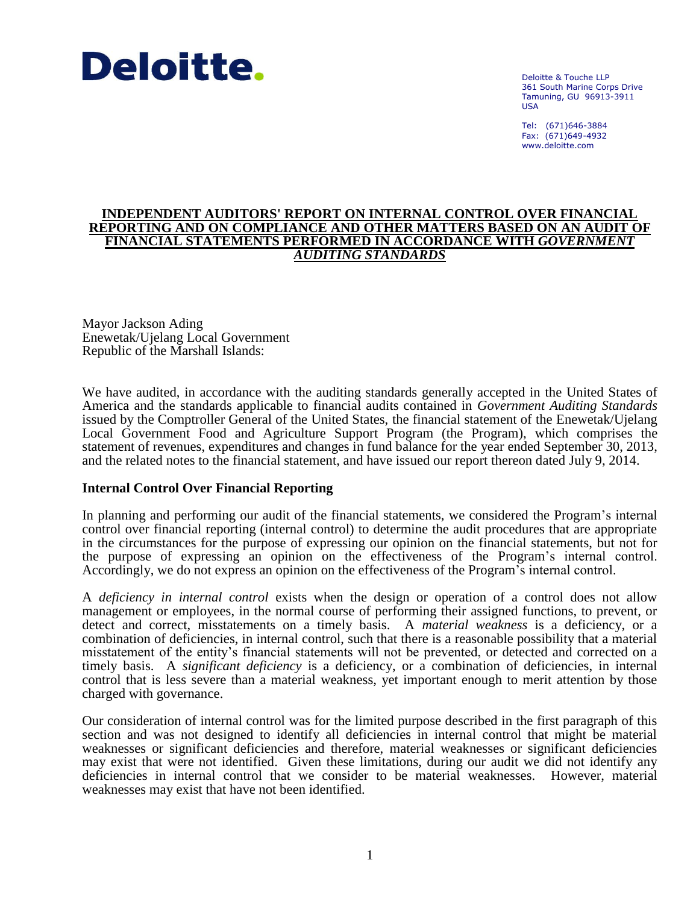Deloitte.

Deloitte & Touche LLP
361 South Marine Corps Drive
Tamuning, GU 96913-3911
USA

Tel: (671)646-3884
Fax: (671)649-4932
www.deloitte.com

# INDEPENDENT AUDITORS' REPORT ON INTERNAL CONTROL OVER FINANCIAL REPORTING AND ON COMPLIANCE AND OTHER MATTERS BASED ON AN AUDIT OF FINANCIAL STATEMENTS PERFORMED IN ACCORDANCE WITH *GOVERNMENT AUDITING STANDARDS*

Mayor Jackson Ading
Enewetak/Ujelang Local Government
Republic of the Marshall Islands:

We have audited, in accordance with the auditing standards generally accepted in the United States of America and the standards applicable to financial audits contained in *Government Auditing Standards* issued by the Comptroller General of the United States, the financial statement of the Enewetak/Ujelang Local Government Food and Agriculture Support Program (the Program), which comprises the statement of revenues, expenditures and changes in fund balance for the year ended September 30, 2013, and the related notes to the financial statement, and have issued our report thereon dated July 9, 2014.

## Internal Control Over Financial Reporting

In planning and performing our audit of the financial statements, we considered the Program's internal control over financial reporting (internal control) to determine the audit procedures that are appropriate in the circumstances for the purpose of expressing our opinion on the financial statements, but not for the purpose of expressing an opinion on the effectiveness of the Program's internal control. Accordingly, we do not express an opinion on the effectiveness of the Program's internal control.

A *deficiency in internal control* exists when the design or operation of a control does not allow management or employees, in the normal course of performing their assigned functions, to prevent, or detect and correct, misstatements on a timely basis. A *material weakness* is a deficiency, or a combination of deficiencies, in internal control, such that there is a reasonable possibility that a material misstatement of the entity's financial statements will not be prevented, or detected and corrected on a timely basis. A *significant deficiency* is a deficiency, or a combination of deficiencies, in internal control that is less severe than a material weakness, yet important enough to merit attention by those charged with governance.

Our consideration of internal control was for the limited purpose described in the first paragraph of this section and was not designed to identify all deficiencies in internal control that might be material weaknesses or significant deficiencies and therefore, material weaknesses or significant deficiencies may exist that were not identified. Given these limitations, during our audit we did not identify any deficiencies in internal control that we consider to be material weaknesses. However, material weaknesses may exist that have not been identified.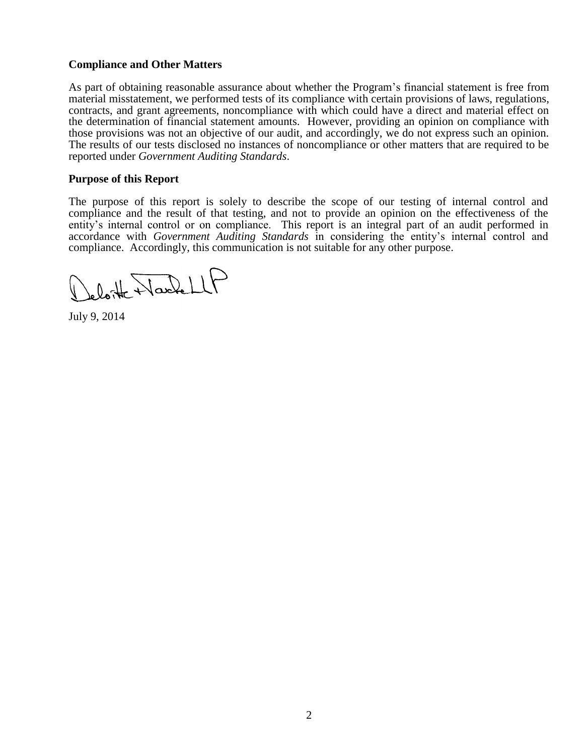## Compliance and Other Matters

As part of obtaining reasonable assurance about whether the Program's financial statement is free from material misstatement, we performed tests of its compliance with certain provisions of laws, regulations, contracts, and grant agreements, noncompliance with which could have a direct and material effect on the determination of financial statement amounts. However, providing an opinion on compliance with those provisions was not an objective of our audit, and accordingly, we do not express such an opinion. The results of our tests disclosed no instances of noncompliance or other matters that are required to be reported under *Government Auditing Standards*.

## Purpose of this Report

The purpose of this report is solely to describe the scope of our testing of internal control and compliance and the result of that testing, and not to provide an opinion on the effectiveness of the entity's internal control or on compliance. This report is an integral part of an audit performed in accordance with *Government Auditing Standards* in considering the entity's internal control and compliance. Accordingly, this communication is not suitable for any other purpose.

Deloitte & Touche LLP

July 9, 2014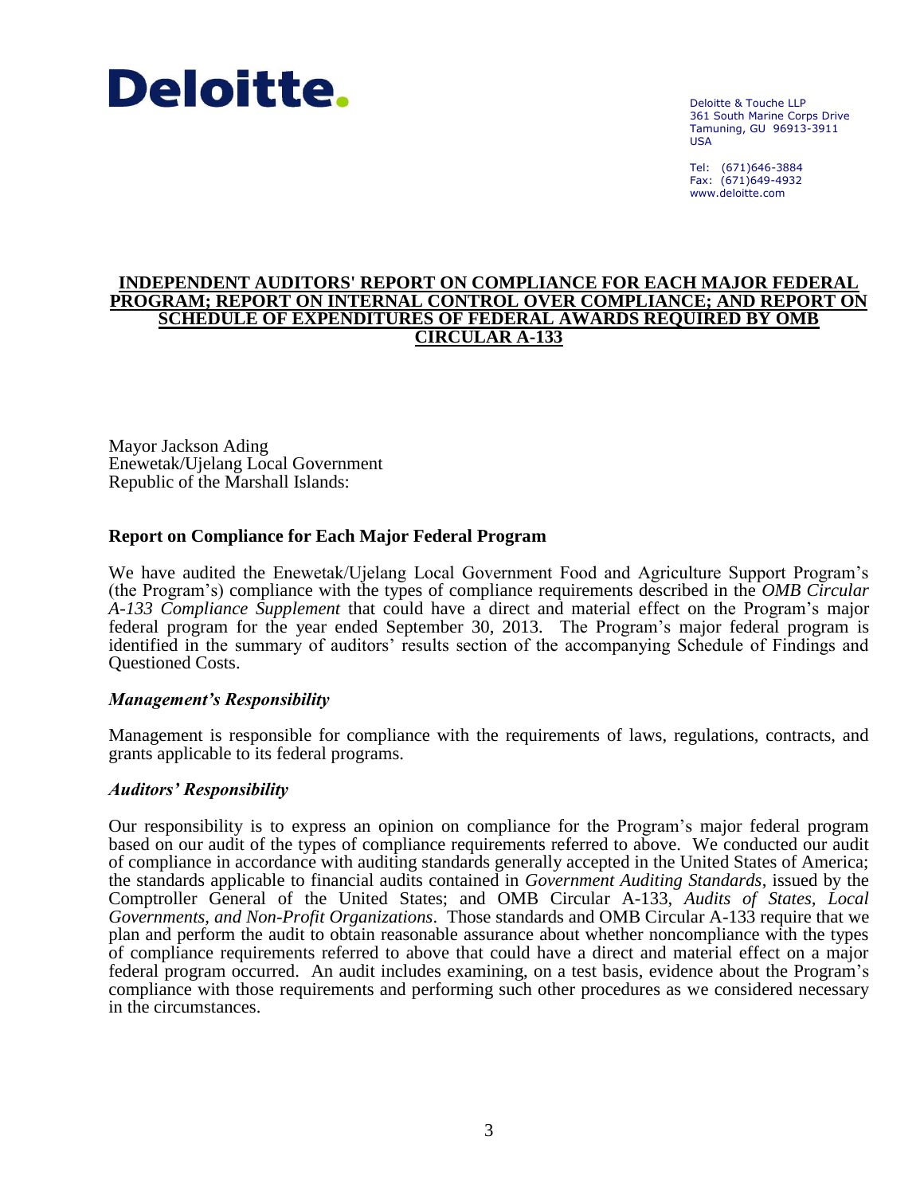Deloitte.

Deloitte & Touche LLP
361 South Marine Corps Drive
Tamuning, GU 96913-3911
USA

Tel: (671)646-3884
Fax: (671)649-4932
www.deloitte.com

# INDEPENDENT AUDITORS' REPORT ON COMPLIANCE FOR EACH MAJOR FEDERAL PROGRAM; REPORT ON INTERNAL CONTROL OVER COMPLIANCE; AND REPORT ON SCHEDULE OF EXPENDITURES OF FEDERAL AWARDS REQUIRED BY OMB CIRCULAR A-133

Mayor Jackson Ading
Enewetak/Ujelang Local Government
Republic of the Marshall Islands:

## Report on Compliance for Each Major Federal Program

We have audited the Enewetak/Ujelang Local Government Food and Agriculture Support Program's (the Program's) compliance with the types of compliance requirements described in the *OMB Circular A-133 Compliance Supplement* that could have a direct and material effect on the Program's major federal program for the year ended September 30, 2013. The Program's major federal program is identified in the summary of auditors' results section of the accompanying Schedule of Findings and Questioned Costs.

### *Management's Responsibility*

Management is responsible for compliance with the requirements of laws, regulations, contracts, and grants applicable to its federal programs.

### *Auditors' Responsibility*

Our responsibility is to express an opinion on compliance for the Program's major federal program based on our audit of the types of compliance requirements referred to above. We conducted our audit of compliance in accordance with auditing standards generally accepted in the United States of America; the standards applicable to financial audits contained in *Government Auditing Standards*, issued by the Comptroller General of the United States; and OMB Circular A-133, *Audits of States, Local Governments, and Non-Profit Organizations*. Those standards and OMB Circular A-133 require that we plan and perform the audit to obtain reasonable assurance about whether noncompliance with the types of compliance requirements referred to above that could have a direct and material effect on a major federal program occurred. An audit includes examining, on a test basis, evidence about the Program's compliance with those requirements and performing such other procedures as we considered necessary in the circumstances.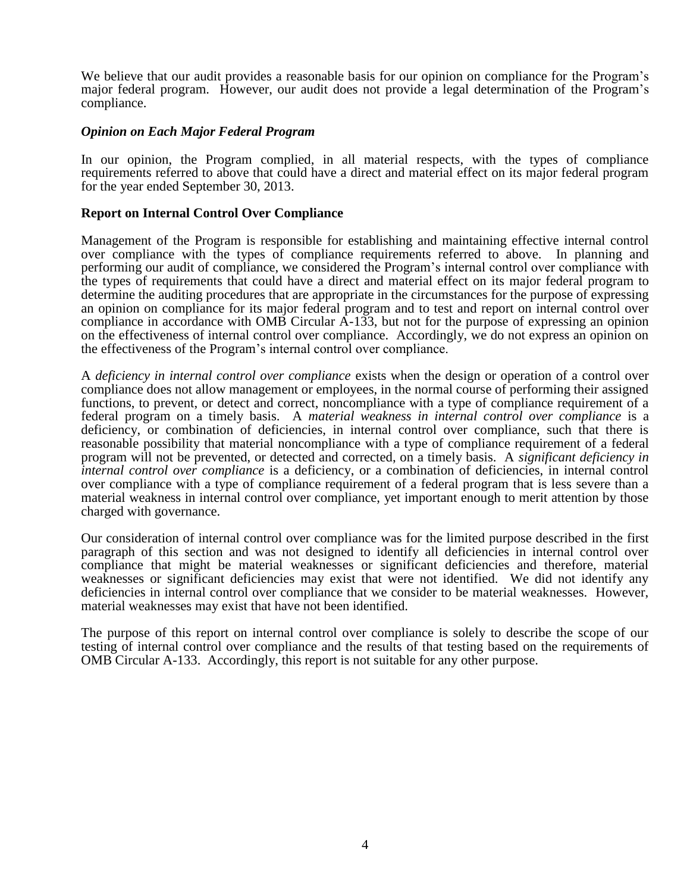We believe that our audit provides a reasonable basis for our opinion on compliance for the Program's major federal program. However, our audit does not provide a legal determination of the Program's compliance.

### *Opinion on Each Major Federal Program*

In our opinion, the Program complied, in all material respects, with the types of compliance requirements referred to above that could have a direct and material effect on its major federal program for the year ended September 30, 2013.

### Report on Internal Control Over Compliance

Management of the Program is responsible for establishing and maintaining effective internal control over compliance with the types of compliance requirements referred to above. In planning and performing our audit of compliance, we considered the Program's internal control over compliance with the types of requirements that could have a direct and material effect on its major federal program to determine the auditing procedures that are appropriate in the circumstances for the purpose of expressing an opinion on compliance for its major federal program and to test and report on internal control over compliance in accordance with OMB Circular A-133, but not for the purpose of expressing an opinion on the effectiveness of internal control over compliance. Accordingly, we do not express an opinion on the effectiveness of the Program's internal control over compliance.

A *deficiency in internal control over compliance* exists when the design or operation of a control over compliance does not allow management or employees, in the normal course of performing their assigned functions, to prevent, or detect and correct, noncompliance with a type of compliance requirement of a federal program on a timely basis. A *material weakness in internal control over compliance* is a deficiency, or combination of deficiencies, in internal control over compliance, such that there is reasonable possibility that material noncompliance with a type of compliance requirement of a federal program will not be prevented, or detected and corrected, on a timely basis. A *significant deficiency in internal control over compliance* is a deficiency, or a combination of deficiencies, in internal control over compliance with a type of compliance requirement of a federal program that is less severe than a material weakness in internal control over compliance, yet important enough to merit attention by those charged with governance.

Our consideration of internal control over compliance was for the limited purpose described in the first paragraph of this section and was not designed to identify all deficiencies in internal control over compliance that might be material weaknesses or significant deficiencies and therefore, material weaknesses or significant deficiencies may exist that were not identified. We did not identify any deficiencies in internal control over compliance that we consider to be material weaknesses. However, material weaknesses may exist that have not been identified.

The purpose of this report on internal control over compliance is solely to describe the scope of our testing of internal control over compliance and the results of that testing based on the requirements of OMB Circular A-133. Accordingly, this report is not suitable for any other purpose.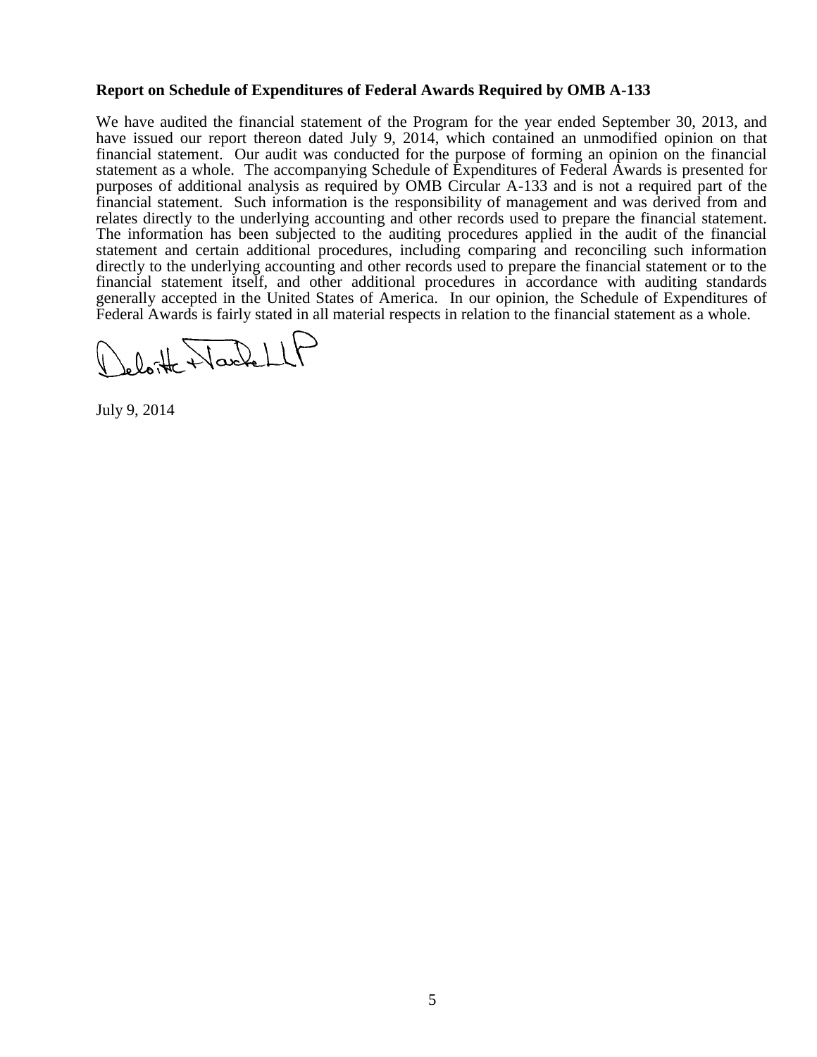**Report on Schedule of Expenditures of Federal Awards Required by OMB A-133**

We have audited the financial statement of the Program for the year ended September 30, 2013, and have issued our report thereon dated July 9, 2014, which contained an unmodified opinion on that financial statement. Our audit was conducted for the purpose of forming an opinion on the financial statement as a whole. The accompanying Schedule of Expenditures of Federal Awards is presented for purposes of additional analysis as required by OMB Circular A-133 and is not a required part of the financial statement. Such information is the responsibility of management and was derived from and relates directly to the underlying accounting and other records used to prepare the financial statement. The information has been subjected to the auditing procedures applied in the audit of the financial statement and certain additional procedures, including comparing and reconciling such information directly to the underlying accounting and other records used to prepare the financial statement or to the financial statement itself, and other additional procedures in accordance with auditing standards generally accepted in the United States of America. In our opinion, the Schedule of Expenditures of Federal Awards is fairly stated in all material respects in relation to the financial statement as a whole.

Deloitte & Touche LLP

July 9, 2014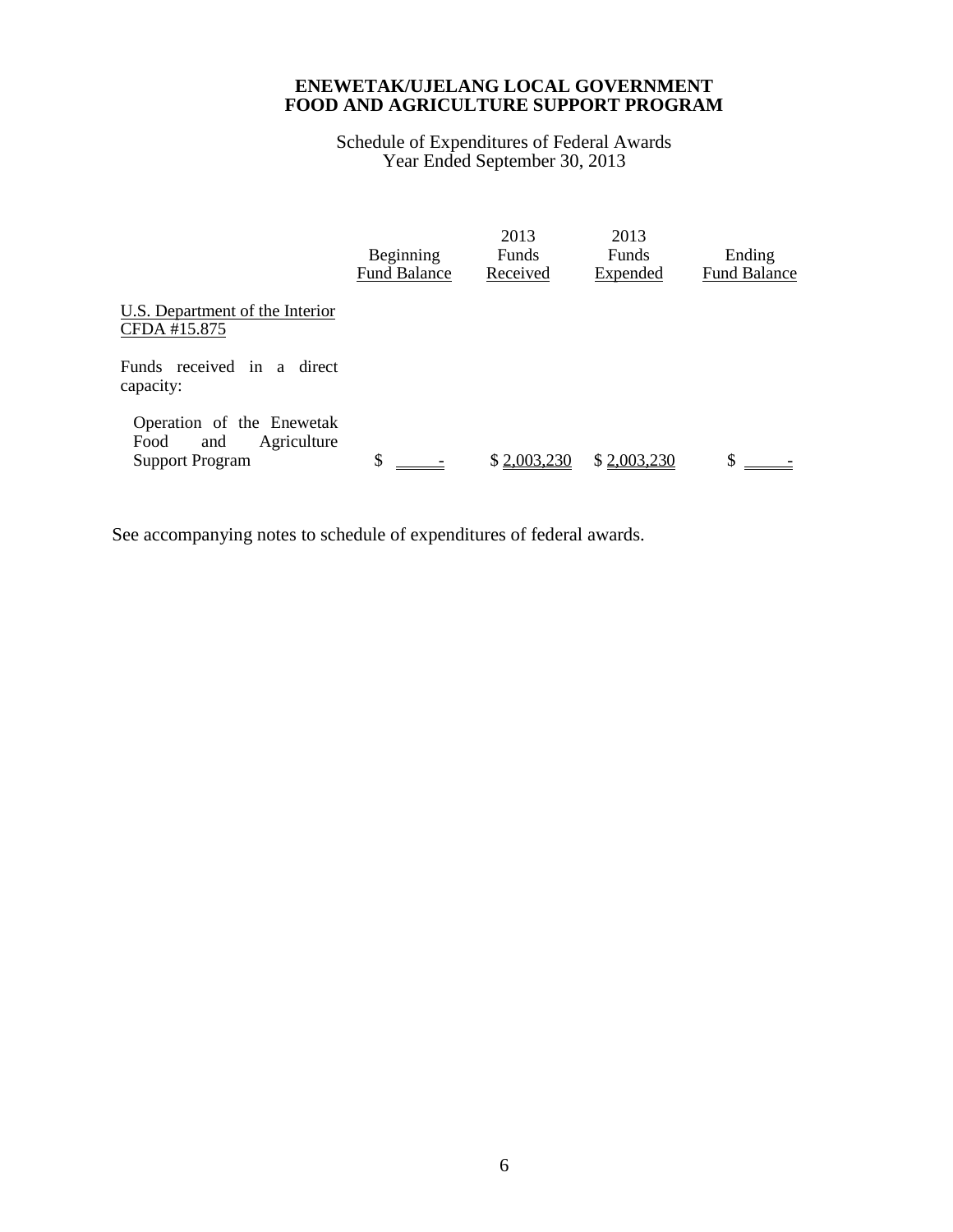**ENEWETAK/UJELANG LOCAL GOVERNMENT**
**FOOD AND AGRICULTURE SUPPORT PROGRAM**

Schedule of Expenditures of Federal Awards
Year Ended September 30, 2013

| | Beginning Fund Balance | 2013 Funds Received | 2013 Funds Expended | Ending Fund Balance |
|---|---|---|---|---|
| U.S. Department of the Interior CFDA #15.875 | | | | |
| Funds received in a direct capacity: | | | | |
| Operation of the Enewetak Food and Agriculture Support Program | $ - | $ 2,003,230 | $ 2,003,230 | $ - |

See accompanying notes to schedule of expenditures of federal awards.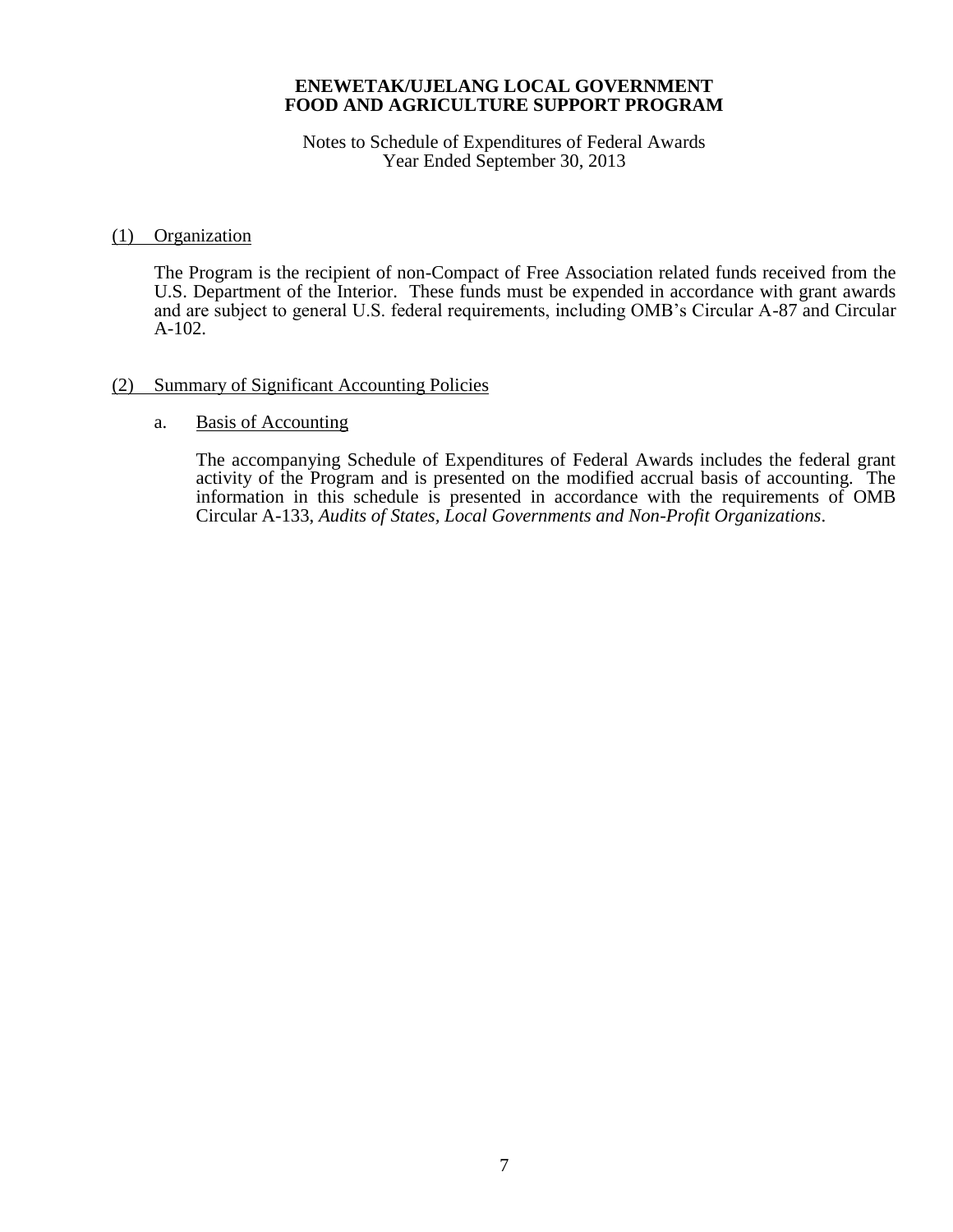**ENEWETAK/UJELANG LOCAL GOVERNMENT**
**FOOD AND AGRICULTURE SUPPORT PROGRAM**

Notes to Schedule of Expenditures of Federal Awards
Year Ended September 30, 2013

## (1) Organization

The Program is the recipient of non-Compact of Free Association related funds received from the U.S. Department of the Interior. These funds must be expended in accordance with grant awards and are subject to general U.S. federal requirements, including OMB's Circular A-87 and Circular A-102.

## (2) Summary of Significant Accounting Policies

### a. Basis of Accounting

The accompanying Schedule of Expenditures of Federal Awards includes the federal grant activity of the Program and is presented on the modified accrual basis of accounting. The information in this schedule is presented in accordance with the requirements of OMB Circular A-133, *Audits of States, Local Governments and Non-Profit Organizations*.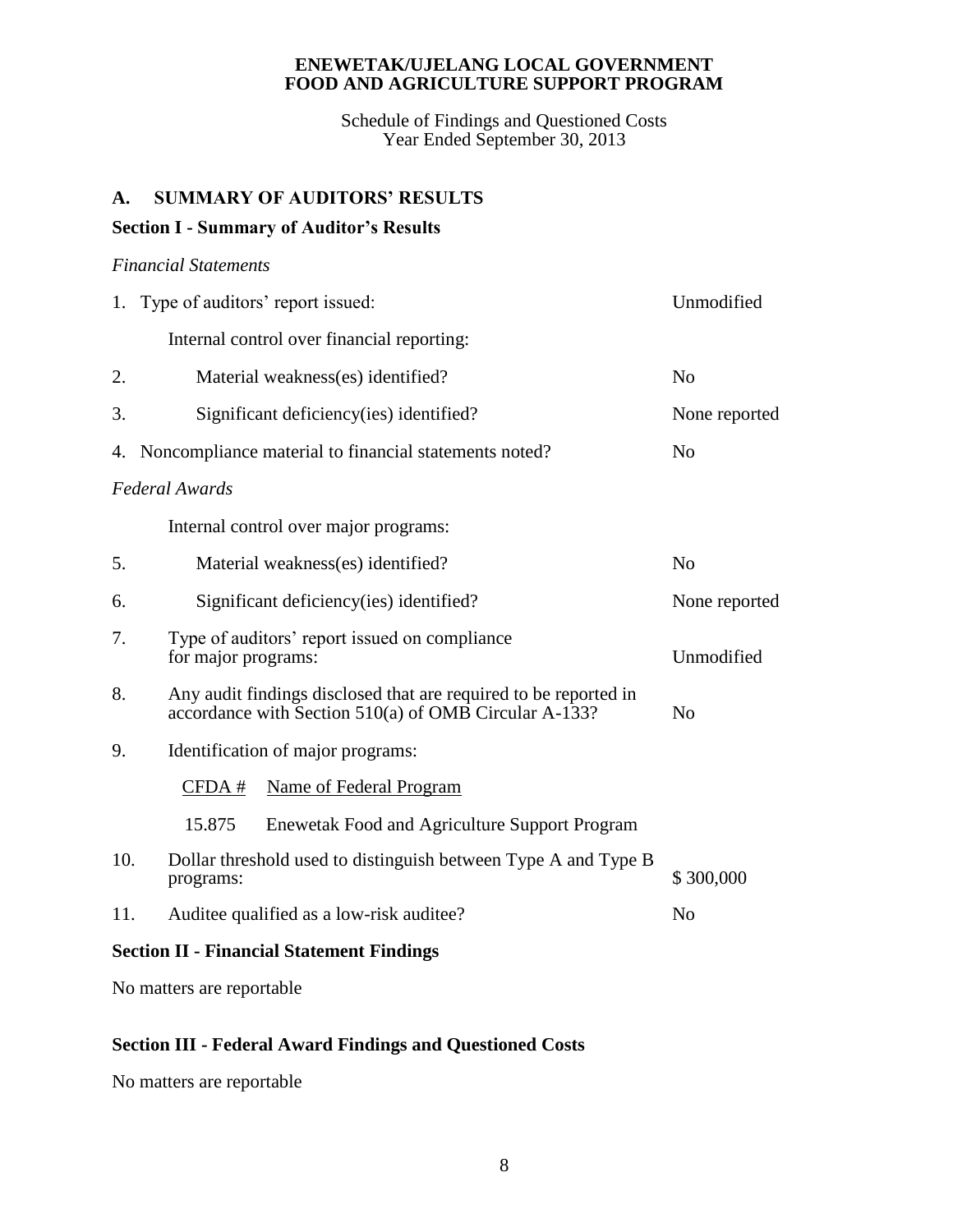# ENEWETAK/UJELANG LOCAL GOVERNMENT
# FOOD AND AGRICULTURE SUPPORT PROGRAM

Schedule of Findings and Questioned Costs
Year Ended September 30, 2013

## A. SUMMARY OF AUDITORS' RESULTS

### Section I - Summary of Auditor's Results

*Financial Statements*

| | | |
|---|---|---|
| 1. | Type of auditors' report issued: | Unmodified |
| | Internal control over financial reporting: | |
| 2. | Material weakness(es) identified? | No |
| 3. | Significant deficiency(ies) identified? | None reported |
| 4. | Noncompliance material to financial statements noted? | No |

*Federal Awards*

| | | |
|---|---|---|
| | Internal control over major programs: | |
| 5. | Material weakness(es) identified? | No |
| 6. | Significant deficiency(ies) identified? | None reported |
| 7. | Type of auditors' report issued on compliance for major programs: | Unmodified |
| 8. | Any audit findings disclosed that are required to be reported in accordance with Section 510(a) of OMB Circular A-133? | No |
| 9. | Identification of major programs: | |

| CFDA # | Name of Federal Program |
|---|---|
| 15.875 | Enewetak Food and Agriculture Support Program |

| | | |
|---|---|---|
| 10. | Dollar threshold used to distinguish between Type A and Type B programs: | $ 300,000 |
| 11. | Auditee qualified as a low-risk auditee? | No |

### Section II - Financial Statement Findings

No matters are reportable

### Section III - Federal Award Findings and Questioned Costs

No matters are reportable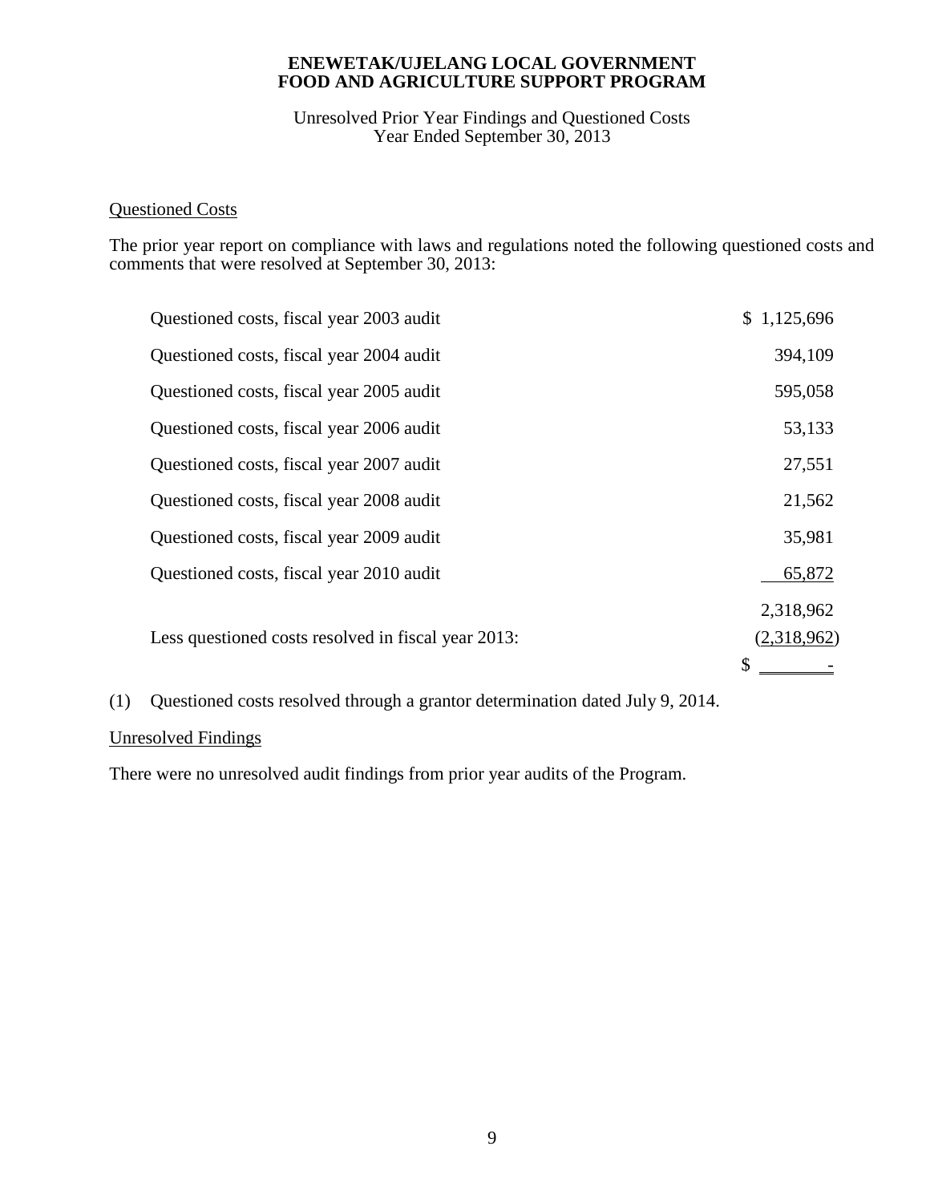**ENEWETAK/UJELANG LOCAL GOVERNMENT**
**FOOD AND AGRICULTURE SUPPORT PROGRAM**

Unresolved Prior Year Findings and Questioned Costs
Year Ended September 30, 2013

## Questioned Costs

The prior year report on compliance with laws and regulations noted the following questioned costs and comments that were resolved at September 30, 2013:

| | |
|---|---|
| Questioned costs, fiscal year 2003 audit | $ 1,125,696 |
| Questioned costs, fiscal year 2004 audit | 394,109 |
| Questioned costs, fiscal year 2005 audit | 595,058 |
| Questioned costs, fiscal year 2006 audit | 53,133 |
| Questioned costs, fiscal year 2007 audit | 27,551 |
| Questioned costs, fiscal year 2008 audit | 21,562 |
| Questioned costs, fiscal year 2009 audit | 35,981 |
| Questioned costs, fiscal year 2010 audit | 65,872 |
| | 2,318,962 |
| Less questioned costs resolved in fiscal year 2013: | (2,318,962) |
| | $ - |

(1) Questioned costs resolved through a grantor determination dated July 9, 2014.

## Unresolved Findings

There were no unresolved audit findings from prior year audits of the Program.